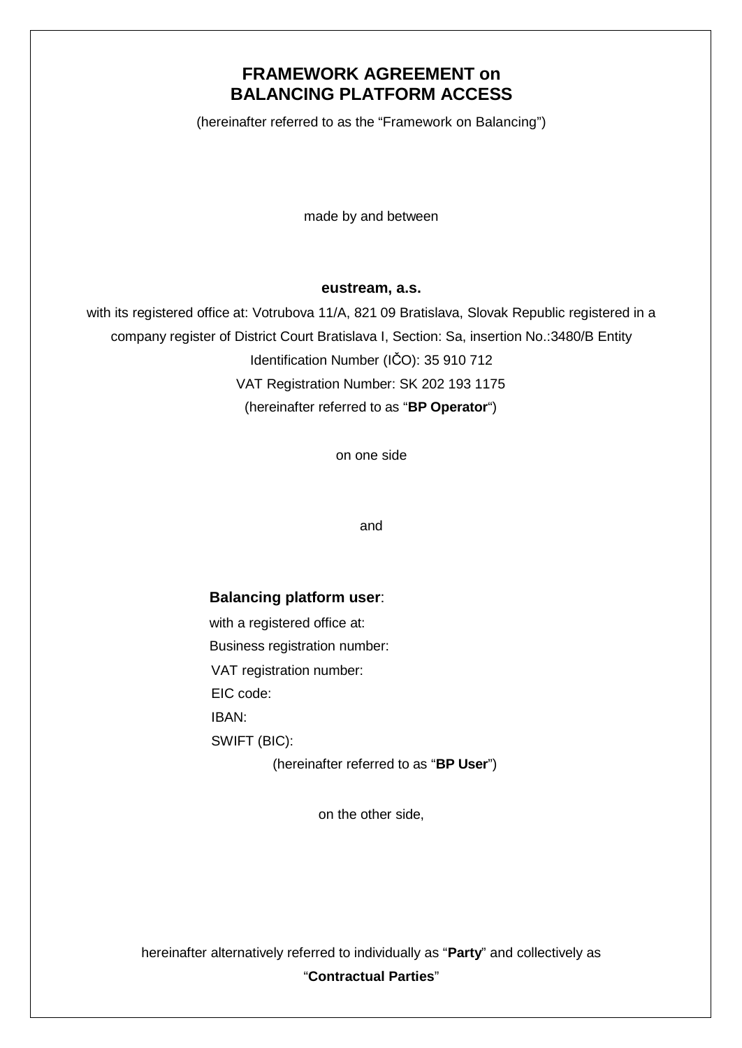# FRAMEWORK AGREEMENT on BALANCING PLATFORM ACCESS

(hereinafter referred to as the "Framework on Balancing")

made by and between

**eustream, a.s.**

with its registered office at: Votrubova 11/A, 821 09 Bratislava, Slovak Republic registered in a company register of District Court Bratislava I, Section: Sa, insertion No.:3480/B Entity Identification Number (IČO): 35 910 712

VAT Registration Number: SK 202 193 1175

(hereinafter referred to as "**BP Operator**")

on one side

and

**Balancing platform user**:

with a registered office at:

Business registration number:

VAT registration number:

EIC code:

IBAN:

SWIFT (BIC):

(hereinafter referred to as "**BP User**")

on the other side,

hereinafter alternatively referred to individually as "**Party**" and collectively as "**Contractual Parties**"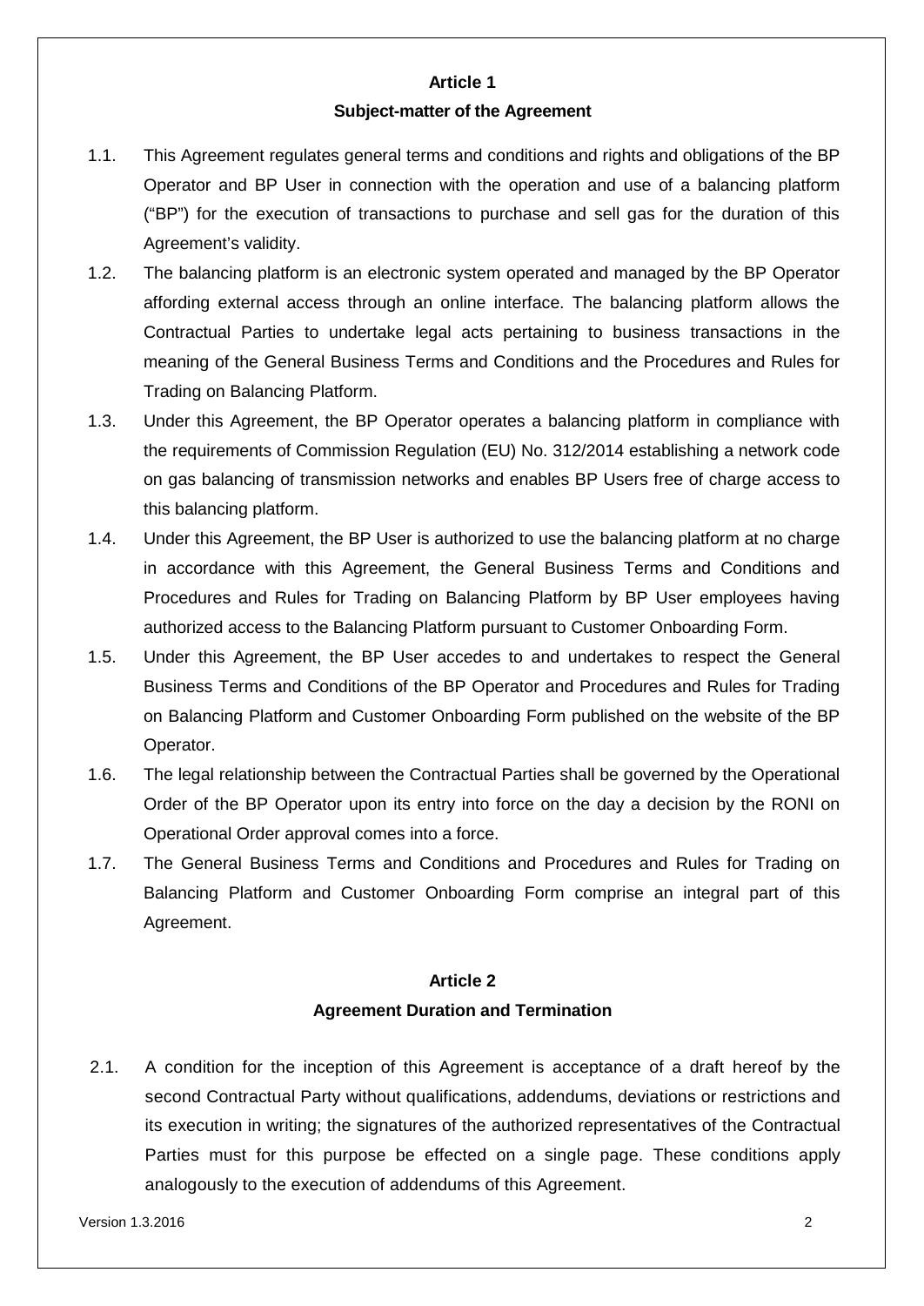**Article 1**

**Subject-matter of the Agreement**

1.1. This Agreement regulates general terms and conditions and rights and obligations of the BP Operator and BP User in connection with the operation and use of a balancing platform ("BP") for the execution of transactions to purchase and sell gas for the duration of this Agreement's validity.

1.2. The balancing platform is an electronic system operated and managed by the BP Operator affording external access through an online interface. The balancing platform allows the Contractual Parties to undertake legal acts pertaining to business transactions in the meaning of the General Business Terms and Conditions and the Procedures and Rules for Trading on Balancing Platform.

1.3. Under this Agreement, the BP Operator operates a balancing platform in compliance with the requirements of Commission Regulation (EU) No. 312/2014 establishing a network code on gas balancing of transmission networks and enables BP Users free of charge access to this balancing platform.

1.4. Under this Agreement, the BP User is authorized to use the balancing platform at no charge in accordance with this Agreement, the General Business Terms and Conditions and Procedures and Rules for Trading on Balancing Platform by BP User employees having authorized access to the Balancing Platform pursuant to Customer Onboarding Form.

1.5. Under this Agreement, the BP User accedes to and undertakes to respect the General Business Terms and Conditions of the BP Operator and Procedures and Rules for Trading on Balancing Platform and Customer Onboarding Form published on the website of the BP Operator.

1.6. The legal relationship between the Contractual Parties shall be governed by the Operational Order of the BP Operator upon its entry into force on the day a decision by the RONI on Operational Order approval comes into a force.

1.7. The General Business Terms and Conditions and Procedures and Rules for Trading on Balancing Platform and Customer Onboarding Form comprise an integral part of this Agreement.

**Article 2**

**Agreement Duration and Termination**

2.1. A condition for the inception of this Agreement is acceptance of a draft hereof by the second Contractual Party without qualifications, addendums, deviations or restrictions and its execution in writing; the signatures of the authorized representatives of the Contractual Parties must for this purpose be effected on a single page. These conditions apply analogously to the execution of addendums of this Agreement.

Version 1.3.2016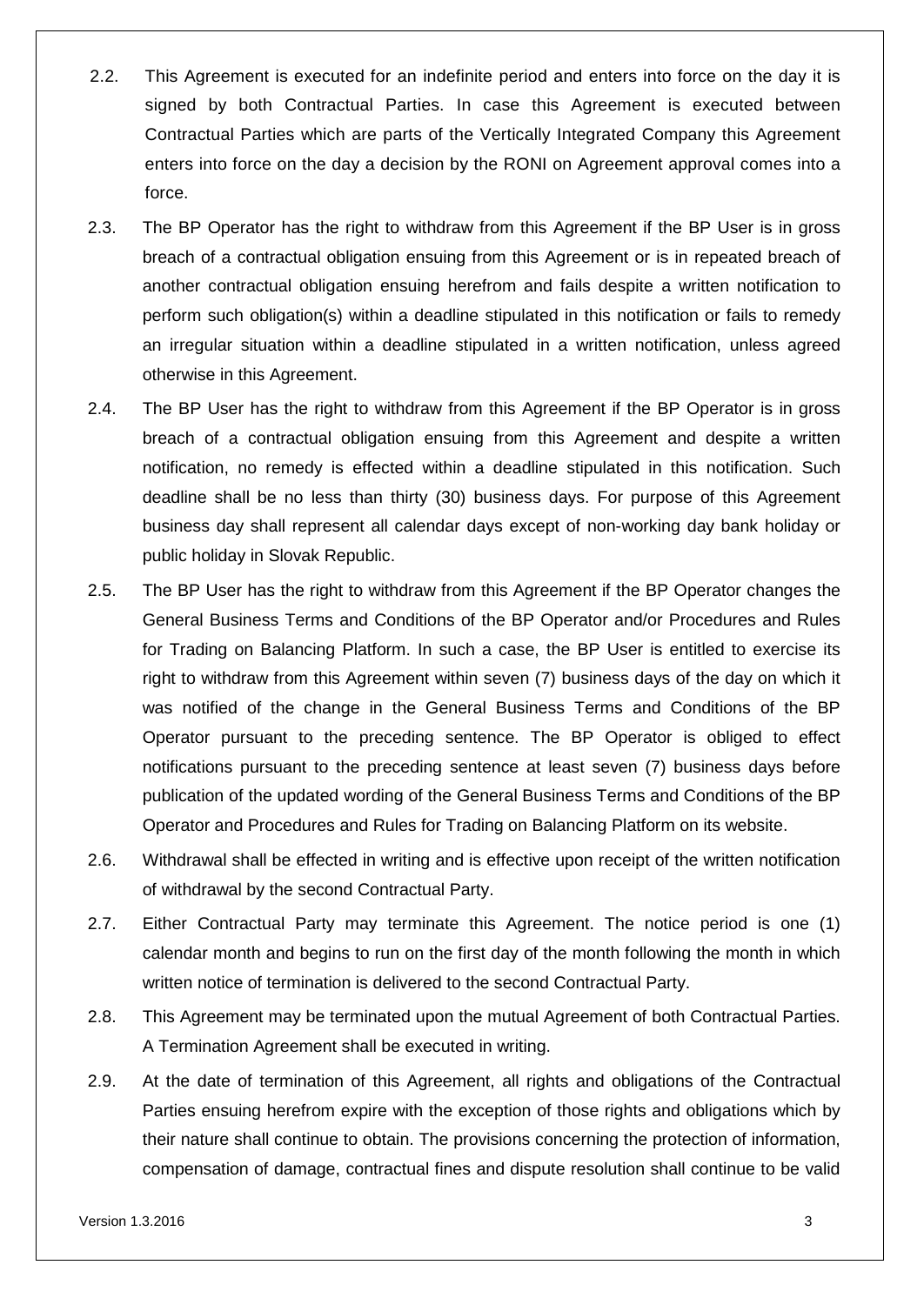2.2. This Agreement is executed for an indefinite period and enters into force on the day it is signed by both Contractual Parties. In case this Agreement is executed between Contractual Parties which are parts of the Vertically Integrated Company this Agreement enters into force on the day a decision by the RONI on Agreement approval comes into a force.

2.3. The BP Operator has the right to withdraw from this Agreement if the BP User is in gross breach of a contractual obligation ensuing from this Agreement or is in repeated breach of another contractual obligation ensuing herefrom and fails despite a written notification to perform such obligation(s) within a deadline stipulated in this notification or fails to remedy an irregular situation within a deadline stipulated in a written notification, unless agreed otherwise in this Agreement.

2.4. The BP User has the right to withdraw from this Agreement if the BP Operator is in gross breach of a contractual obligation ensuing from this Agreement and despite a written notification, no remedy is effected within a deadline stipulated in this notification. Such deadline shall be no less than thirty (30) business days. For purpose of this Agreement business day shall represent all calendar days except of non-working day bank holiday or public holiday in Slovak Republic.

2.5. The BP User has the right to withdraw from this Agreement if the BP Operator changes the General Business Terms and Conditions of the BP Operator and/or Procedures and Rules for Trading on Balancing Platform. In such a case, the BP User is entitled to exercise its right to withdraw from this Agreement within seven (7) business days of the day on which it was notified of the change in the General Business Terms and Conditions of the BP Operator pursuant to the preceding sentence. The BP Operator is obliged to effect notifications pursuant to the preceding sentence at least seven (7) business days before publication of the updated wording of the General Business Terms and Conditions of the BP Operator and Procedures and Rules for Trading on Balancing Platform on its website.

2.6. Withdrawal shall be effected in writing and is effective upon receipt of the written notification of withdrawal by the second Contractual Party.

2.7. Either Contractual Party may terminate this Agreement. The notice period is one (1) calendar month and begins to run on the first day of the month following the month in which written notice of termination is delivered to the second Contractual Party.

2.8. This Agreement may be terminated upon the mutual Agreement of both Contractual Parties. A Termination Agreement shall be executed in writing.

2.9. At the date of termination of this Agreement, all rights and obligations of the Contractual Parties ensuing herefrom expire with the exception of those rights and obligations which by their nature shall continue to obtain. The provisions concerning the protection of information, compensation of damage, contractual fines and dispute resolution shall continue to be valid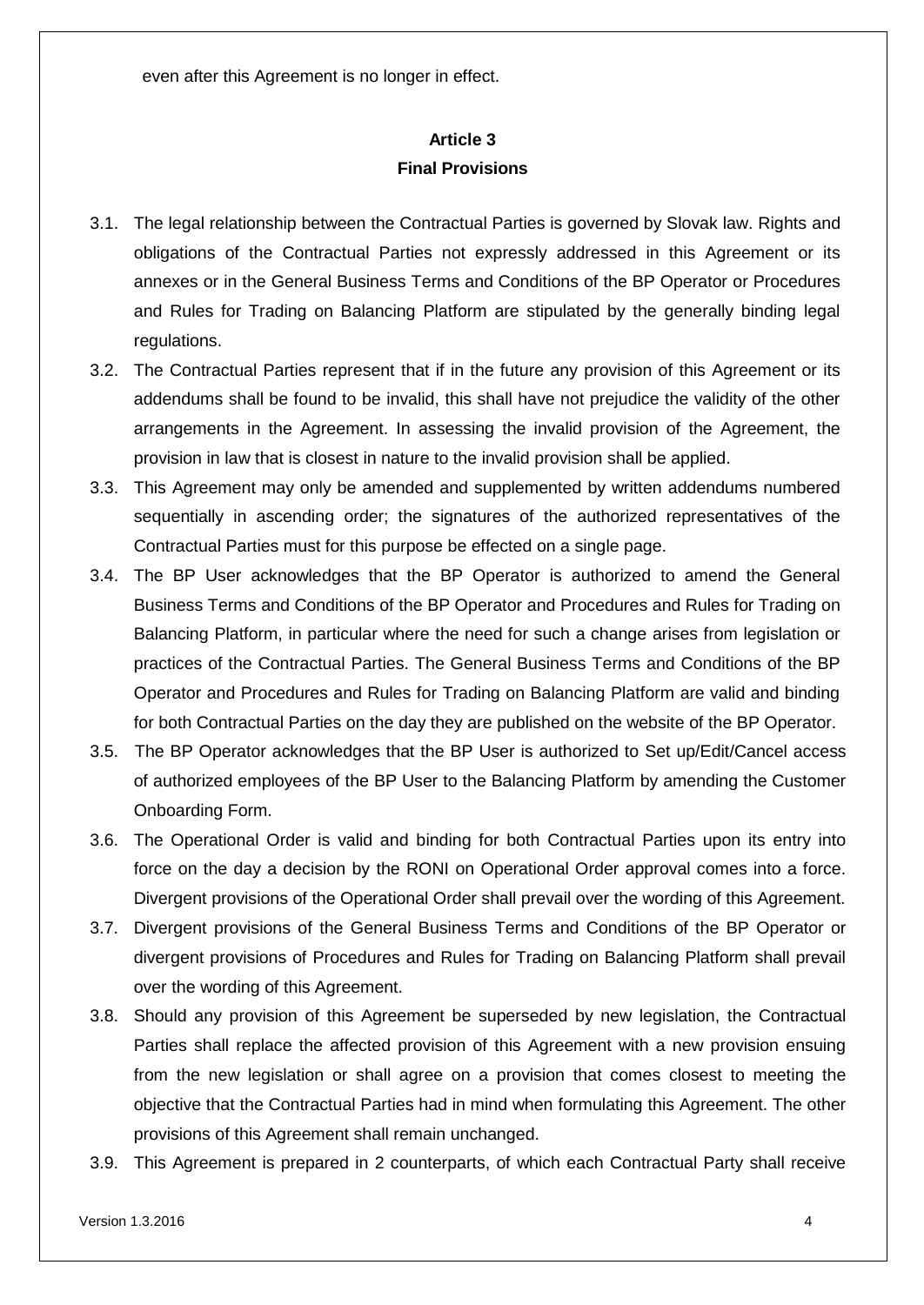even after this Agreement is no longer in effect.

## Article 3
## Final Provisions

3.1. The legal relationship between the Contractual Parties is governed by Slovak law. Rights and obligations of the Contractual Parties not expressly addressed in this Agreement or its annexes or in the General Business Terms and Conditions of the BP Operator or Procedures and Rules for Trading on Balancing Platform are stipulated by the generally binding legal regulations.

3.2. The Contractual Parties represent that if in the future any provision of this Agreement or its addendums shall be found to be invalid, this shall have not prejudice the validity of the other arrangements in the Agreement. In assessing the invalid provision of the Agreement, the provision in law that is closest in nature to the invalid provision shall be applied.

3.3. This Agreement may only be amended and supplemented by written addendums numbered sequentially in ascending order; the signatures of the authorized representatives of the Contractual Parties must for this purpose be effected on a single page.

3.4. The BP User acknowledges that the BP Operator is authorized to amend the General Business Terms and Conditions of the BP Operator and Procedures and Rules for Trading on Balancing Platform, in particular where the need for such a change arises from legislation or practices of the Contractual Parties. The General Business Terms and Conditions of the BP Operator and Procedures and Rules for Trading on Balancing Platform are valid and binding for both Contractual Parties on the day they are published on the website of the BP Operator.

3.5. The BP Operator acknowledges that the BP User is authorized to Set up/Edit/Cancel access of authorized employees of the BP User to the Balancing Platform by amending the Customer Onboarding Form.

3.6. The Operational Order is valid and binding for both Contractual Parties upon its entry into force on the day a decision by the RONI on Operational Order approval comes into a force. Divergent provisions of the Operational Order shall prevail over the wording of this Agreement.

3.7. Divergent provisions of the General Business Terms and Conditions of the BP Operator or divergent provisions of Procedures and Rules for Trading on Balancing Platform shall prevail over the wording of this Agreement.

3.8. Should any provision of this Agreement be superseded by new legislation, the Contractual Parties shall replace the affected provision of this Agreement with a new provision ensuing from the new legislation or shall agree on a provision that comes closest to meeting the objective that the Contractual Parties had in mind when formulating this Agreement. The other provisions of this Agreement shall remain unchanged.

3.9. This Agreement is prepared in 2 counterparts, of which each Contractual Party shall receive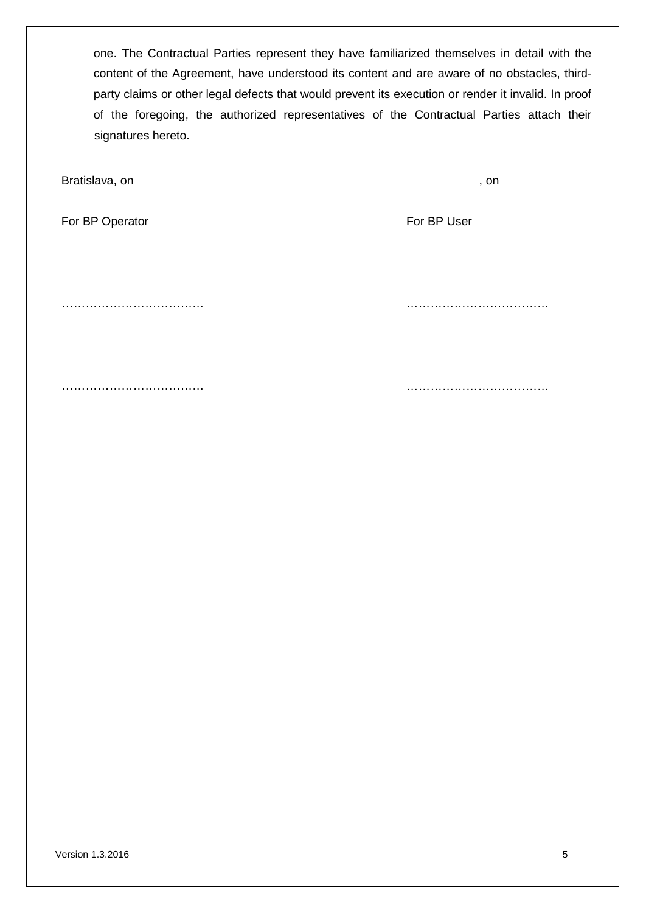one. The Contractual Parties represent they have familiarized themselves in detail with the content of the Agreement, have understood its content and are aware of no obstacles, third-party claims or other legal defects that would prevent its execution or render it invalid. In proof of the foregoing, the authorized representatives of the Contractual Parties attach their signatures hereto.

| | |
|---|---|
| Bratislava, on | , on |
| For BP Operator | For BP User |
| ……………………………… | ……………………………… |
| ……………………………… | ……………………………… |

Version 1.3.2016